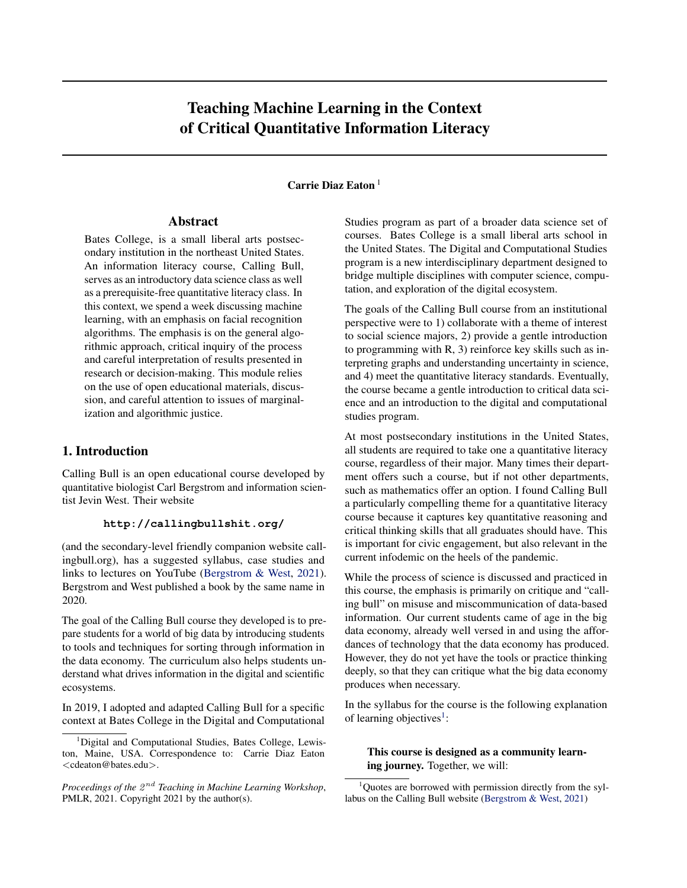# Teaching Machine Learning in the Context of Critical Quantitative Information Literacy

**Carrie Diaz Eaton** [1]

## Abstract

Bates College, is a small liberal arts postsecondary institution in the northeast United States. An information literacy course, Calling Bull, serves as an introductory data science class as well as a prerequisite-free quantitative literacy class. In this context, we spend a week discussing machine learning, with an emphasis on facial recognition algorithms. The emphasis is on the general algorithmic approach, critical inquiry of the process and careful interpretation of results presented in research or decision-making. This module relies on the use of open educational materials, discussion, and careful attention to issues of marginalization and algorithmic justice.

## 1. Introduction

Calling Bull is an open educational course developed by quantitative biologist Carl Bergstrom and information scientist Jevin West. Their website

**http://callingbullshit.org/**

(and the secondary-level friendly companion website callingbull.org), has a suggested syllabus, case studies and links to lectures on YouTube (Bergstrom & West, 2021). Bergstrom and West published a book by the same name in 2020.

The goal of the Calling Bull course they developed is to prepare students for a world of big data by introducing students to tools and techniques for sorting through information in the data economy. The curriculum also helps students understand what drives information in the digital and scientific ecosystems.

In 2019, I adopted and adapted Calling Bull for a specific context at Bates College in the Digital and Computational Studies program as part of a broader data science set of courses. Bates College is a small liberal arts school in the United States. The Digital and Computational Studies program is a new interdisciplinary department designed to bridge multiple disciplines with computer science, computation, and exploration of the digital ecosystem.

The goals of the Calling Bull course from an institutional perspective were to 1) collaborate with a theme of interest to social science majors, 2) provide a gentle introduction to programming with R, 3) reinforce key skills such as interpreting graphs and understanding uncertainty in science, and 4) meet the quantitative literacy standards. Eventually, the course became a gentle introduction to critical data science and an introduction to the digital and computational studies program.

At most postsecondary institutions in the United States, all students are required to take one a quantitative literacy course, regardless of their major. Many times their department offers such a course, but if not other departments, such as mathematics offer an option. I found Calling Bull a particularly compelling theme for a quantitative literacy course because it captures key quantitative reasoning and critical thinking skills that all graduates should have. This is important for civic engagement, but also relevant in the current infodemic on the heels of the pandemic.

While the process of science is discussed and practiced in this course, the emphasis is primarily on critique and "calling bull" on misuse and miscommunication of data-based information. Our current students came of age in the big data economy, already well versed in and using the affordances of technology that the data economy has produced. However, they do not yet have the tools or practice thinking deeply, so that they can critique what the big data economy produces when necessary.

In the syllabus for the course is the following explanation of learning objectives[1]:

> **This course is designed as a community learning journey.** Together, we will:

[1] Digital and Computational Studies, Bates College, Lewiston, Maine, USA. Correspondence to: Carrie Diaz Eaton <cdeaton@bates.edu>.

*Proceedings of the 2nd Teaching in Machine Learning Workshop*, PMLR, 2021. Copyright 2021 by the author(s).

[1] Quotes are borrowed with permission directly from the syllabus on the Calling Bull website (Bergstrom & West, 2021)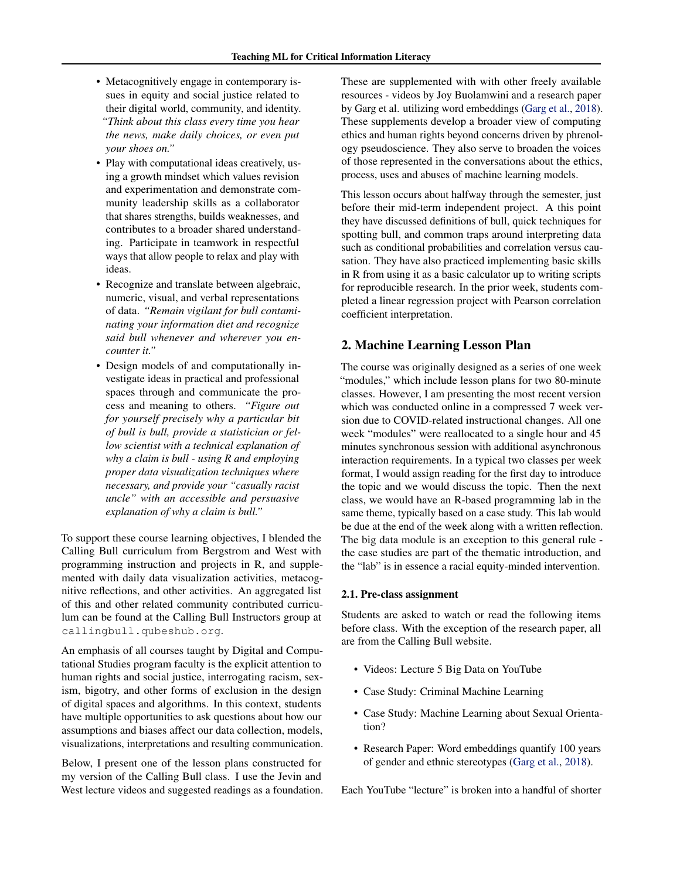- Metacognitively engage in contemporary issues in equity and social justice related to their digital world, community, and identity. *"Think about this class every time you hear the news, make daily choices, or even put your shoes on."*
- Play with computational ideas creatively, using a growth mindset which values revision and experimentation and demonstrate community leadership skills as a collaborator that shares strengths, builds weaknesses, and contributes to a broader shared understanding. Participate in teamwork in respectful ways that allow people to relax and play with ideas.
- Recognize and translate between algebraic, numeric, visual, and verbal representations of data. *"Remain vigilant for bull contaminating your information diet and recognize said bull whenever and wherever you encounter it."*
- Design models of and computationally investigate ideas in practical and professional spaces through and communicate the process and meaning to others. *"Figure out for yourself precisely why a particular bit of bull is bull, provide a statistician or fellow scientist with a technical explanation of why a claim is bull - using R and employing proper data visualization techniques where necessary, and provide your "casually racist uncle" with an accessible and persuasive explanation of why a claim is bull."*

To support these course learning objectives, I blended the Calling Bull curriculum from Bergstrom and West with programming instruction and projects in R, and supplemented with daily data visualization activities, metacognitive reflections, and other activities. An aggregated list of this and other related community contributed curriculum can be found at the Calling Bull Instructors group at `callingbull.qubeshub.org`.

An emphasis of all courses taught by Digital and Computational Studies program faculty is the explicit attention to human rights and social justice, interrogating racism, sexism, bigotry, and other forms of exclusion in the design of digital spaces and algorithms. In this context, students have multiple opportunities to ask questions about how our assumptions and biases affect our data collection, models, visualizations, interpretations and resulting communication.

Below, I present one of the lesson plans constructed for my version of the Calling Bull class. I use the Jevin and West lecture videos and suggested readings as a foundation. These are supplemented with with other freely available resources - videos by Joy Buolamwini and a research paper by Garg et al. utilizing word embeddings (Garg et al., 2018). These supplements develop a broader view of computing ethics and human rights beyond concerns driven by phrenology pseudoscience. They also serve to broaden the voices of those represented in the conversations about the ethics, process, uses and abuses of machine learning models.

This lesson occurs about halfway through the semester, just before their mid-term independent project. A this point they have discussed definitions of bull, quick techniques for spotting bull, and common traps around interpreting data such as conditional probabilities and correlation versus causation. They have also practiced implementing basic skills in R from using it as a basic calculator up to writing scripts for reproducible research. In the prior week, students completed a linear regression project with Pearson correlation coefficient interpretation.

## 2. Machine Learning Lesson Plan

The course was originally designed as a series of one week "modules," which include lesson plans for two 80-minute classes. However, I am presenting the most recent version which was conducted online in a compressed 7 week version due to COVID-related instructional changes. All one week "modules" were reallocated to a single hour and 45 minutes synchronous session with additional asynchronous interaction requirements. In a typical two classes per week format, I would assign reading for the first day to introduce the topic and we would discuss the topic. Then the next class, we would have an R-based programming lab in the same theme, typically based on a case study. This lab would be due at the end of the week along with a written reflection. The big data module is an exception to this general rule - the case studies are part of the thematic introduction, and the "lab" is in essence a racial equity-minded intervention.

### 2.1. Pre-class assignment

Students are asked to watch or read the following items before class. With the exception of the research paper, all are from the Calling Bull website.

- Videos: Lecture 5 Big Data on YouTube
- Case Study: Criminal Machine Learning
- Case Study: Machine Learning about Sexual Orientation?
- Research Paper: Word embeddings quantify 100 years of gender and ethnic stereotypes (Garg et al., 2018).

Each YouTube "lecture" is broken into a handful of shorter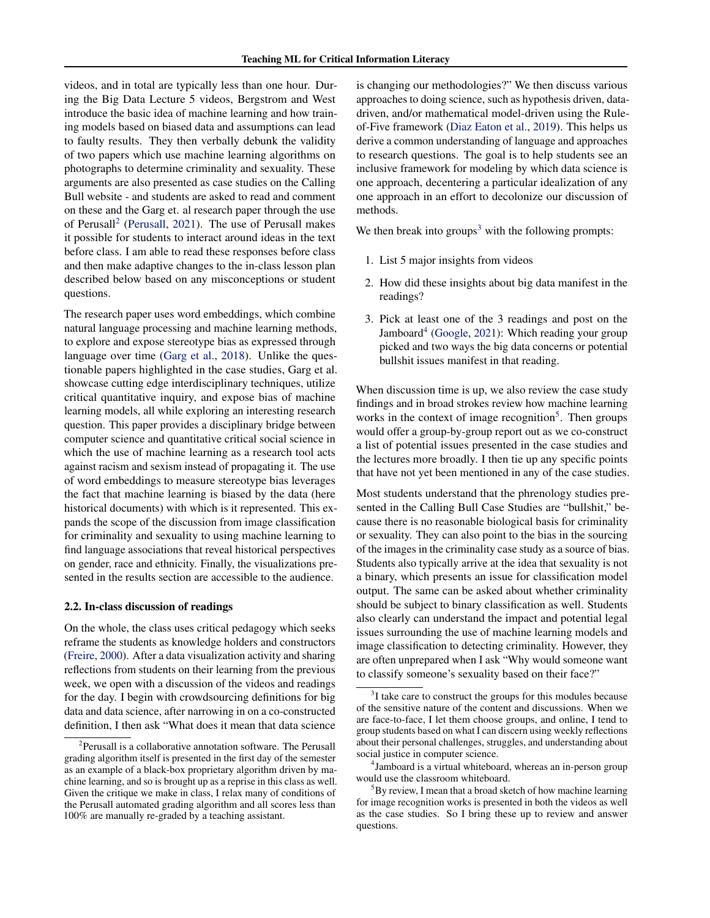videos, and in total are typically less than one hour. During the Big Data Lecture 5 videos, Bergstrom and West introduce the basic idea of machine learning and how training models based on biased data and assumptions can lead to faulty results. They then verbally debunk the validity of two papers which use machine learning algorithms on photographs to determine criminality and sexuality. These arguments are also presented as case studies on the Calling Bull website - and students are asked to read and comment on these and the Garg et. al research paper through the use of Perusall[2] (Perusall, 2021). The use of Perusall makes it possible for students to interact around ideas in the text before class. I am able to read these responses before class and then make adaptive changes to the in-class lesson plan described below based on any misconceptions or student questions.

The research paper uses word embeddings, which combine natural language processing and machine learning methods, to explore and expose stereotype bias as expressed through language over time (Garg et al., 2018). Unlike the questionable papers highlighted in the case studies, Garg et al. showcase cutting edge interdisciplinary techniques, utilize critical quantitative inquiry, and expose bias of machine learning models, all while exploring an interesting research question. This paper provides a disciplinary bridge between computer science and quantitative critical social science in which the use of machine learning as a research tool acts against racism and sexism instead of propagating it. The use of word embeddings to measure stereotype bias leverages the fact that machine learning is biased by the data (here historical documents) with which is it represented. This expands the scope of the discussion from image classification for criminality and sexuality to using machine learning to find language associations that reveal historical perspectives on gender, race and ethnicity. Finally, the visualizations presented in the results section are accessible to the audience.

### 2.2. In-class discussion of readings

On the whole, the class uses critical pedagogy which seeks reframe the students as knowledge holders and constructors (Freire, 2000). After a data visualization activity and sharing reflections from students on their learning from the previous week, we open with a discussion of the videos and readings for the day. I begin with crowdsourcing definitions for big data and data science, after narrowing in on a co-constructed definition, I then ask "What does it mean that data science is changing our methodologies?" We then discuss various approaches to doing science, such as hypothesis driven, data-driven, and/or mathematical model-driven using the Rule-of-Five framework (Diaz Eaton et al., 2019). This helps us derive a common understanding of language and approaches to research questions. The goal is to help students see an inclusive framework for modeling by which data science is one approach, decentering a particular idealization of any one approach in an effort to decolonize our discussion of methods.

We then break into groups[3] with the following prompts:

1. List 5 major insights from videos
2. How did these insights about big data manifest in the readings?
3. Pick at least one of the 3 readings and post on the Jamboard[4] (Google, 2021): Which reading your group picked and two ways the big data concerns or potential bullshit issues manifest in that reading.

When discussion time is up, we also review the case study findings and in broad strokes review how machine learning works in the context of image recognition[5]. Then groups would offer a group-by-group report out as we co-construct a list of potential issues presented in the case studies and the lectures more broadly. I then tie up any specific points that have not yet been mentioned in any of the case studies.

Most students understand that the phrenology studies presented in the Calling Bull Case Studies are "bullshit," because there is no reasonable biological basis for criminality or sexuality. They can also point to the bias in the sourcing of the images in the criminality case study as a source of bias. Students also typically arrive at the idea that sexuality is not a binary, which presents an issue for classification model output. The same can be asked about whether criminality should be subject to binary classification as well. Students also clearly can understand the impact and potential legal issues surrounding the use of machine learning models and image classification to detecting criminality. However, they are often unprepared when I ask "Why would someone want to classify someone's sexuality based on their face?"

---

[2] Perusall is a collaborative annotation software. The Perusall grading algorithm itself is presented in the first day of the semester as an example of a black-box proprietary algorithm driven by machine learning, and so is brought up as a reprise in this class as well. Given the critique we make in class, I relax many of conditions of the Perusall automated grading algorithm and all scores less than 100% are manually re-graded by a teaching assistant.

[3] I take care to construct the groups for this modules because of the sensitive nature of the content and discussions. When we are face-to-face, I let them choose groups, and online, I tend to group students based on what I can discern using weekly reflections about their personal challenges, struggles, and understanding about social justice in computer science.

[4] Jamboard is a virtual whiteboard, whereas an in-person group would use the classroom whiteboard.

[5] By review, I mean that a broad sketch of how machine learning for image recognition works is presented in both the videos as well as the case studies. So I bring these up to review and answer questions.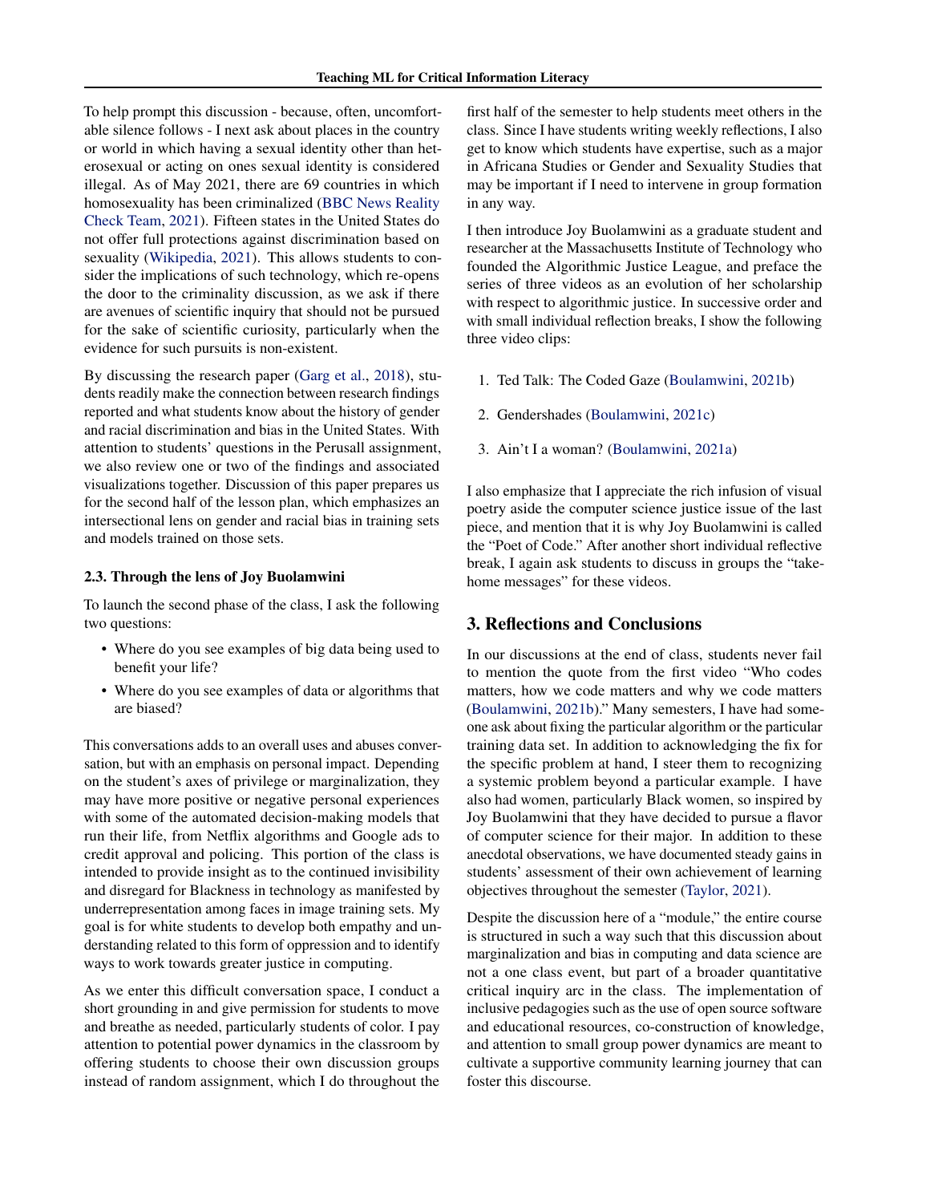To help prompt this discussion - because, often, uncomfortable silence follows - I next ask about places in the country or world in which having a sexual identity other than heterosexual or acting on ones sexual identity is considered illegal. As of May 2021, there are 69 countries in which homosexuality has been criminalized (BBC News Reality Check Team, 2021). Fifteen states in the United States do not offer full protections against discrimination based on sexuality (Wikipedia, 2021). This allows students to consider the implications of such technology, which re-opens the door to the criminality discussion, as we ask if there are avenues of scientific inquiry that should not be pursued for the sake of scientific curiosity, particularly when the evidence for such pursuits is non-existent.

By discussing the research paper (Garg et al., 2018), students readily make the connection between research findings reported and what students know about the history of gender and racial discrimination and bias in the United States. With attention to students' questions in the Perusall assignment, we also review one or two of the findings and associated visualizations together. Discussion of this paper prepares us for the second half of the lesson plan, which emphasizes an intersectional lens on gender and racial bias in training sets and models trained on those sets.

### 2.3. Through the lens of Joy Buolamwini

To launch the second phase of the class, I ask the following two questions:

- Where do you see examples of big data being used to benefit your life?
- Where do you see examples of data or algorithms that are biased?

This conversations adds to an overall uses and abuses conversation, but with an emphasis on personal impact. Depending on the student's axes of privilege or marginalization, they may have more positive or negative personal experiences with some of the automated decision-making models that run their life, from Netflix algorithms and Google ads to credit approval and policing. This portion of the class is intended to provide insight as to the continued invisibility and disregard for Blackness in technology as manifested by underrepresentation among faces in image training sets. My goal is for white students to develop both empathy and understanding related to this form of oppression and to identify ways to work towards greater justice in computing.

As we enter this difficult conversation space, I conduct a short grounding in and give permission for students to move and breathe as needed, particularly students of color. I pay attention to potential power dynamics in the classroom by offering students to choose their own discussion groups instead of random assignment, which I do throughout the first half of the semester to help students meet others in the class. Since I have students writing weekly reflections, I also get to know which students have expertise, such as a major in Africana Studies or Gender and Sexuality Studies that may be important if I need to intervene in group formation in any way.

I then introduce Joy Buolamwini as a graduate student and researcher at the Massachusetts Institute of Technology who founded the Algorithmic Justice League, and preface the series of three videos as an evolution of her scholarship with respect to algorithmic justice. In successive order and with small individual reflection breaks, I show the following three video clips:

1. Ted Talk: The Coded Gaze (Boulamwini, 2021b)
2. Gendershades (Boulamwini, 2021c)
3. Ain't I a woman? (Boulamwini, 2021a)

I also emphasize that I appreciate the rich infusion of visual poetry aside the computer science justice issue of the last piece, and mention that it is why Joy Buolamwini is called the "Poet of Code." After another short individual reflective break, I again ask students to discuss in groups the "take-home messages" for these videos.

## 3. Reflections and Conclusions

In our discussions at the end of class, students never fail to mention the quote from the first video "Who codes matters, how we code matters and why we code matters (Boulamwini, 2021b)." Many semesters, I have had someone ask about fixing the particular algorithm or the particular training data set. In addition to acknowledging the fix for the specific problem at hand, I steer them to recognizing a systemic problem beyond a particular example. I have also had women, particularly Black women, so inspired by Joy Buolamwini that they have decided to pursue a flavor of computer science for their major. In addition to these anecdotal observations, we have documented steady gains in students' assessment of their own achievement of learning objectives throughout the semester (Taylor, 2021).

Despite the discussion here of a "module," the entire course is structured in such a way such that this discussion about marginalization and bias in computing and data science are not a one class event, but part of a broader quantitative critical inquiry arc in the class. The implementation of inclusive pedagogies such as the use of open source software and educational resources, co-construction of knowledge, and attention to small group power dynamics are meant to cultivate a supportive community learning journey that can foster this discourse.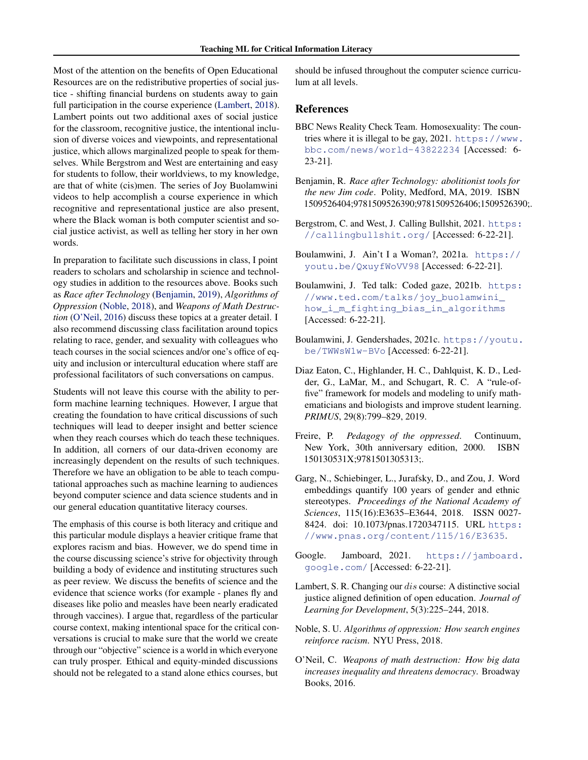Most of the attention on the benefits of Open Educational Resources are on the redistributive properties of social justice - shifting financial burdens on students away to gain full participation in the course experience (Lambert, 2018). Lambert points out two additional axes of social justice for the classroom, recognitive justice, the intentional inclusion of diverse voices and viewpoints, and representational justice, which allows marginalized people to speak for themselves. While Bergstrom and West are entertaining and easy for students to follow, their worldviews, to my knowledge, are that of white (cis)men. The series of Joy Buolamwini videos to help accomplish a course experience in which recognitive and representational justice are also present, where the Black woman is both computer scientist and social justice activist, as well as telling her story in her own words.

In preparation to facilitate such discussions in class, I point readers to scholars and scholarship in science and technology studies in addition to the resources above. Books such as *Race after Technology* (Benjamin, 2019), *Algorithms of Oppression* (Noble, 2018), and *Weapons of Math Destruction* (O'Neil, 2016) discuss these topics at a greater detail. I also recommend discussing class facilitation around topics relating to race, gender, and sexuality with colleagues who teach courses in the social sciences and/or one's office of equity and inclusion or intercultural education where staff are professional facilitators of such conversations on campus.

Students will not leave this course with the ability to perform machine learning techniques. However, I argue that creating the foundation to have critical discussions of such techniques will lead to deeper insight and better science when they reach courses which do teach these techniques. In addition, all corners of our data-driven economy are increasingly dependent on the results of such techniques. Therefore we have an obligation to be able to teach computational approaches such as machine learning to audiences beyond computer science and data science students and in our general education quantitative literacy courses.

The emphasis of this course is both literacy and critique and this particular module displays a heavier critique frame that explores racism and bias. However, we do spend time in the course discussing science's strive for objectivity through building a body of evidence and instituting structures such as peer review. We discuss the benefits of science and the evidence that science works (for example - planes fly and diseases like polio and measles have been nearly eradicated through vaccines). I argue that, regardless of the particular course context, making intentional space for the critical conversations is crucial to make sure that the world we create through our "objective" science is a world in which everyone can truly prosper. Ethical and equity-minded discussions should not be relegated to a stand alone ethics courses, but should be infused throughout the computer science curriculum at all levels.

## References

BBC News Reality Check Team. Homosexuality: The countries where it is illegal to be gay, 2021. https://www.bbc.com/news/world-43822234 [Accessed: 6-23-21].

Benjamin, R. *Race after Technology: abolitionist tools for the new Jim code*. Polity, Medford, MA, 2019. ISBN 1509526404;9781509526390;9781509526406;1509526390;.

Bergstrom, C. and West, J. Calling Bullshit, 2021. https://callingbullshit.org/ [Accessed: 6-22-21].

Boulamwini, J. Ain't I a Woman?, 2021a. https://youtu.be/QxuyfWoVV98 [Accessed: 6-22-21].

Boulamwini, J. Ted talk: Coded gaze, 2021b. https://www.ted.com/talks/joy_buolamwini_how_i_m_fighting_bias_in_algorithms [Accessed: 6-22-21].

Boulamwini, J. Gendershades, 2021c. https://youtu.be/TWWsW1w-BVo [Accessed: 6-22-21].

Diaz Eaton, C., Highlander, H. C., Dahlquist, K. D., Ledder, G., LaMar, M., and Schugart, R. C. A "rule-of-five" framework for models and modeling to unify mathematicians and biologists and improve student learning. *PRIMUS*, 29(8):799–829, 2019.

Freire, P. *Pedagogy of the oppressed*. Continuum, New York, 30th anniversary edition, 2000. ISBN 150130531X;9781501305313;.

Garg, N., Schiebinger, L., Jurafsky, D., and Zou, J. Word embeddings quantify 100 years of gender and ethnic stereotypes. *Proceedings of the National Academy of Sciences*, 115(16):E3635–E3644, 2018. ISSN 0027-8424. doi: 10.1073/pnas.1720347115. URL https://www.pnas.org/content/115/16/E3635.

Google. Jamboard, 2021. https://jamboard.google.com/ [Accessed: 6-22-21].

Lambert, S. R. Changing our $dis$ course: A distinctive social justice aligned definition of open education. *Journal of Learning for Development*, 5(3):225–244, 2018.

Noble, S. U. *Algorithms of oppression: How search engines reinforce racism*. NYU Press, 2018.

O'Neil, C. *Weapons of math destruction: How big data increases inequality and threatens democracy*. Broadway Books, 2016.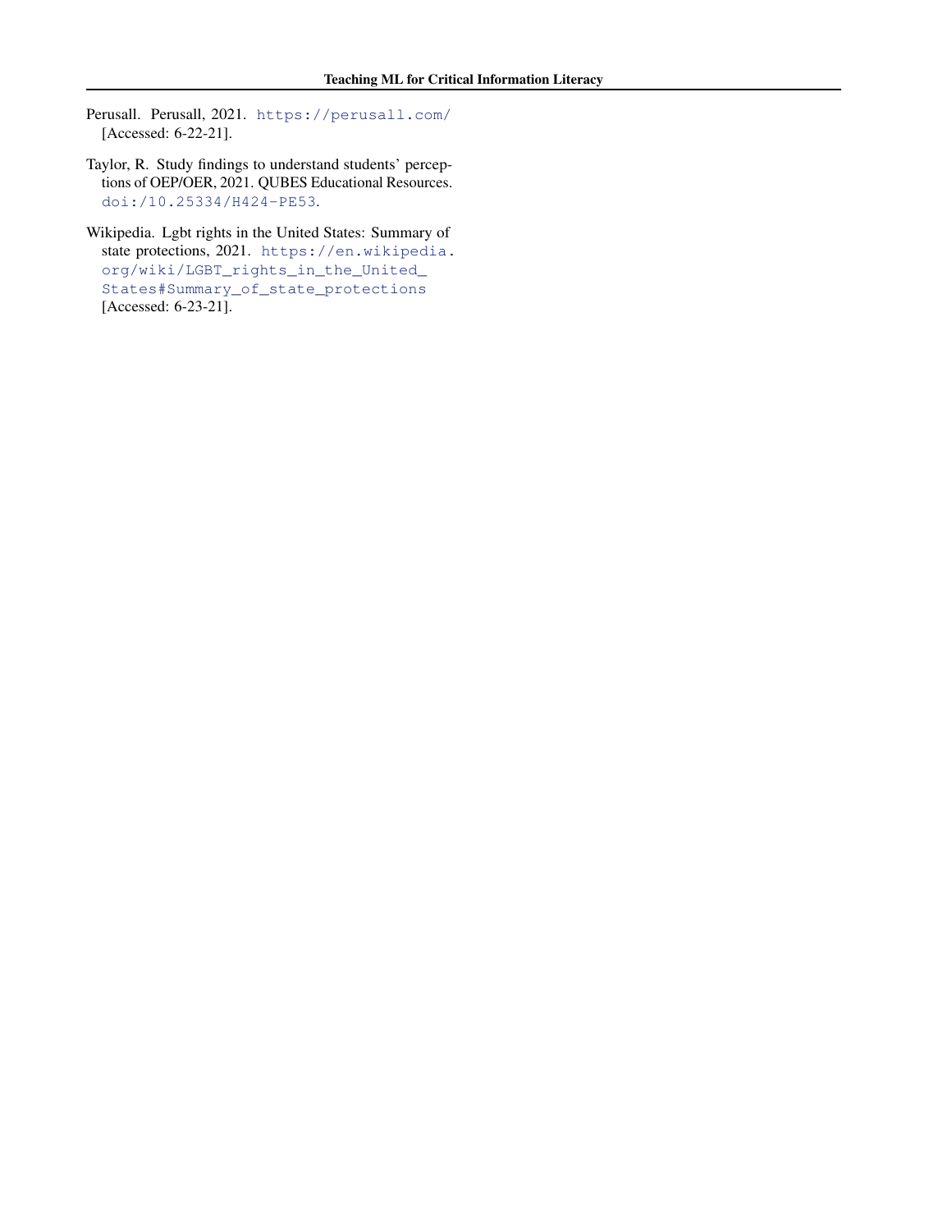Perusall. Perusall, 2021. https://perusall.com/ [Accessed: 6-22-21].

Taylor, R. Study findings to understand students' perceptions of OEP/OER, 2021. QUBES Educational Resources. doi:/10.25334/H424-PE53.

Wikipedia. Lgbt rights in the United States: Summary of state protections, 2021. https://en.wikipedia.org/wiki/LGBT_rights_in_the_United_States#Summary_of_state_protections [Accessed: 6-23-21].